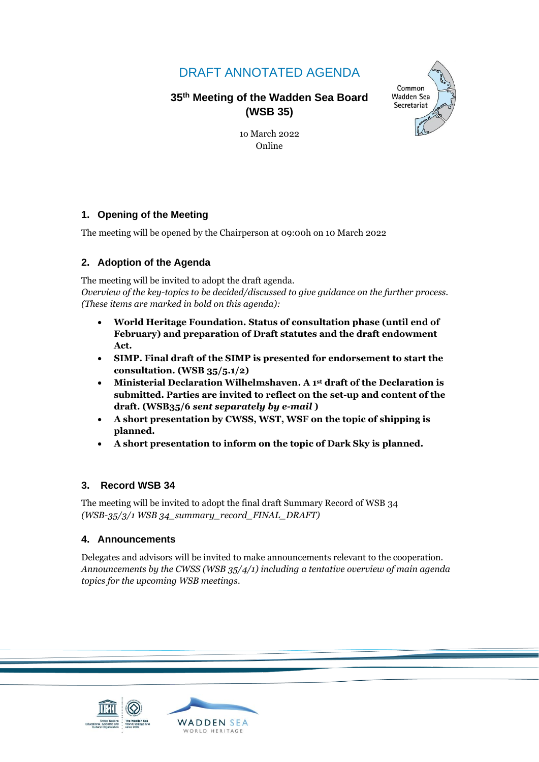# DRAFT ANNOTATED AGENDA

## 35th Meeting of the Wadden Sea Board (WSB 35)

10 March 2022
Online

### 1. Opening of the Meeting

The meeting will be opened by the Chairperson at 09:00h on 10 March 2022

### 2. Adoption of the Agenda

The meeting will be invited to adopt the draft agenda.
*Overview of the key-topics to be decided/discussed to give guidance on the further process. (These items are marked in bold on this agenda):*

- **World Heritage Foundation. Status of consultation phase (until end of February) and preparation of Draft statutes and the draft endowment Act.**
- **SIMP. Final draft of the SIMP is presented for endorsement to start the consultation. (WSB 35/5.1/2)**
- **Ministerial Declaration Wilhelmshaven. A 1st draft of the Declaration is submitted. Parties are invited to reflect on the set-up and content of the draft. (WSB35/6 *sent separately by e-mail* )**
- **A short presentation by CWSS, WST, WSF on the topic of shipping is planned.**
- **A short presentation to inform on the topic of Dark Sky is planned.**

### 3. Record WSB 34

The meeting will be invited to adopt the final draft Summary Record of WSB 34
*(WSB-35/3/1 WSB 34_summary_record_FINAL_DRAFT)*

### 4. Announcements

Delegates and advisors will be invited to make announcements relevant to the cooperation.
*Announcements by the CWSS (WSB 35/4/1) including a tentative overview of main agenda topics for the upcoming WSB meetings.*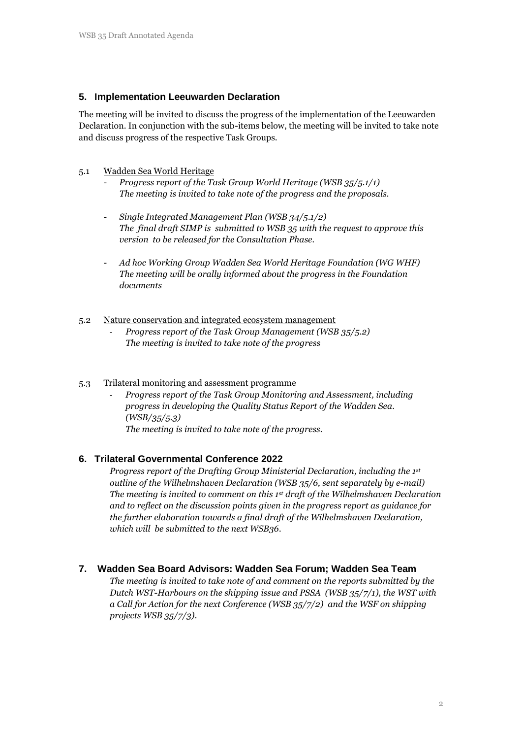## 5. Implementation Leeuwarden Declaration

The meeting will be invited to discuss the progress of the implementation of the Leeuwarden Declaration. In conjunction with the sub-items below, the meeting will be invited to take note and discuss progress of the respective Task Groups.

### 5.1 Wadden Sea World Heritage

- *Progress report of the Task Group World Heritage (WSB 35/5.1/1)*
  *The meeting is invited to take note of the progress and the proposals.*

- *Single Integrated Management Plan (WSB 34/5.1/2)*
  *The final draft SIMP is submitted to WSB 35 with the request to approve this version to be released for the Consultation Phase.*

- *Ad hoc Working Group Wadden Sea World Heritage Foundation (WG WHF)*
  *The meeting will be orally informed about the progress in the Foundation documents*

### 5.2 Nature conservation and integrated ecosystem management

- *Progress report of the Task Group Management (WSB 35/5.2)*
  *The meeting is invited to take note of the progress*

### 5.3 Trilateral monitoring and assessment programme

- *Progress report of the Task Group Monitoring and Assessment, including progress in developing the Quality Status Report of the Wadden Sea. (WSB/35/5.3)*
  *The meeting is invited to take note of the progress.*

## 6. Trilateral Governmental Conference 2022

*Progress report of the Drafting Group Ministerial Declaration, including the 1st outline of the Wilhelmshaven Declaration (WSB 35/6, sent separately by e-mail)*
*The meeting is invited to comment on this 1st draft of the Wilhelmshaven Declaration and to reflect on the discussion points given in the progress report as guidance for the further elaboration towards a final draft of the Wilhelmshaven Declaration, which will be submitted to the next WSB36.*

## 7. Wadden Sea Board Advisors: Wadden Sea Forum; Wadden Sea Team

*The meeting is invited to take note of and comment on the reports submitted by the Dutch WST-Harbours on the shipping issue and PSSA (WSB 35/7/1), the WST with a Call for Action for the next Conference (WSB 35/7/2) and the WSF on shipping projects WSB 35/7/3).*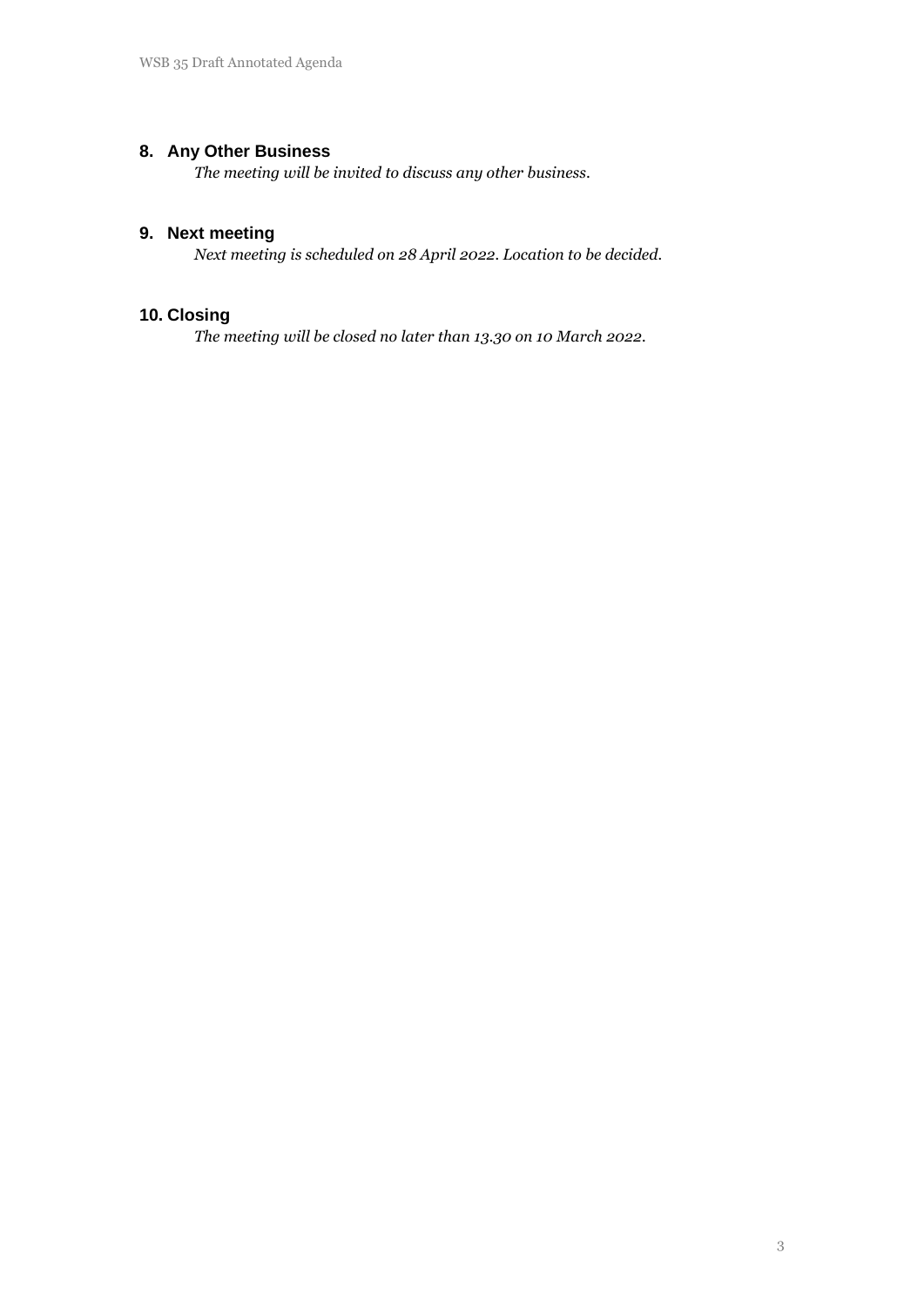## 8. Any Other Business

*The meeting will be invited to discuss any other business.*

## 9. Next meeting

*Next meeting is scheduled on 28 April 2022. Location to be decided.*

## 10. Closing

*The meeting will be closed no later than 13.30 on 10 March 2022.*